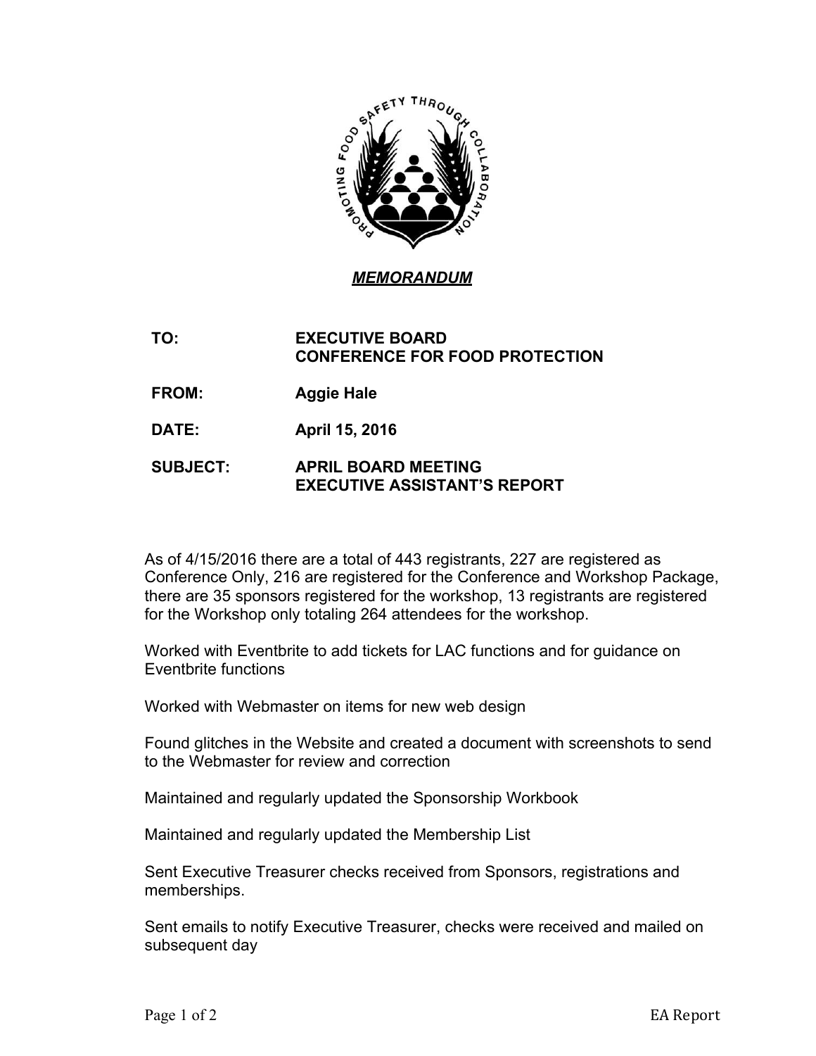*__MEMORANDUM__*

| | |
|---|---|
| **TO:** | **EXECUTIVE BOARD CONFERENCE FOR FOOD PROTECTION** |
| **FROM:** | **Aggie Hale** |
| **DATE:** | **April 15, 2016** |
| **SUBJECT:** | **APRIL BOARD MEETING EXECUTIVE ASSISTANT'S REPORT** |

As of 4/15/2016 there are a total of 443 registrants, 227 are registered as Conference Only, 216 are registered for the Conference and Workshop Package, there are 35 sponsors registered for the workshop, 13 registrants are registered for the Workshop only totaling 264 attendees for the workshop.

Worked with Eventbrite to add tickets for LAC functions and for guidance on Eventbrite functions

Worked with Webmaster on items for new web design

Found glitches in the Website and created a document with screenshots to send to the Webmaster for review and correction

Maintained and regularly updated the Sponsorship Workbook

Maintained and regularly updated the Membership List

Sent Executive Treasurer checks received from Sponsors, registrations and memberships.

Sent emails to notify Executive Treasurer, checks were received and mailed on subsequent day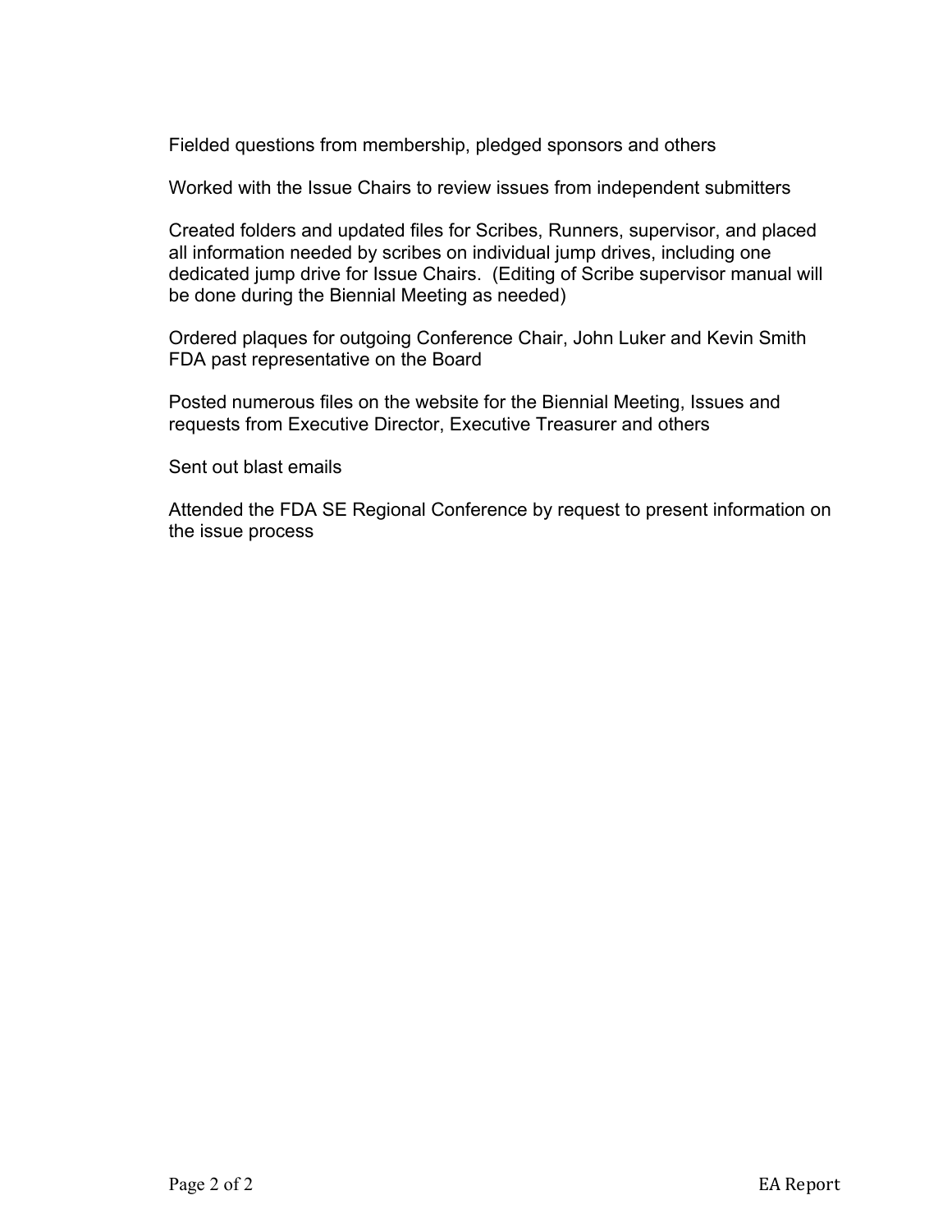Fielded questions from membership, pledged sponsors and others

Worked with the Issue Chairs to review issues from independent submitters

Created folders and updated files for Scribes, Runners, supervisor, and placed all information needed by scribes on individual jump drives, including one dedicated jump drive for Issue Chairs. (Editing of Scribe supervisor manual will be done during the Biennial Meeting as needed)

Ordered plaques for outgoing Conference Chair, John Luker and Kevin Smith FDA past representative on the Board

Posted numerous files on the website for the Biennial Meeting, Issues and requests from Executive Director, Executive Treasurer and others

Sent out blast emails

Attended the FDA SE Regional Conference by request to present information on the issue process